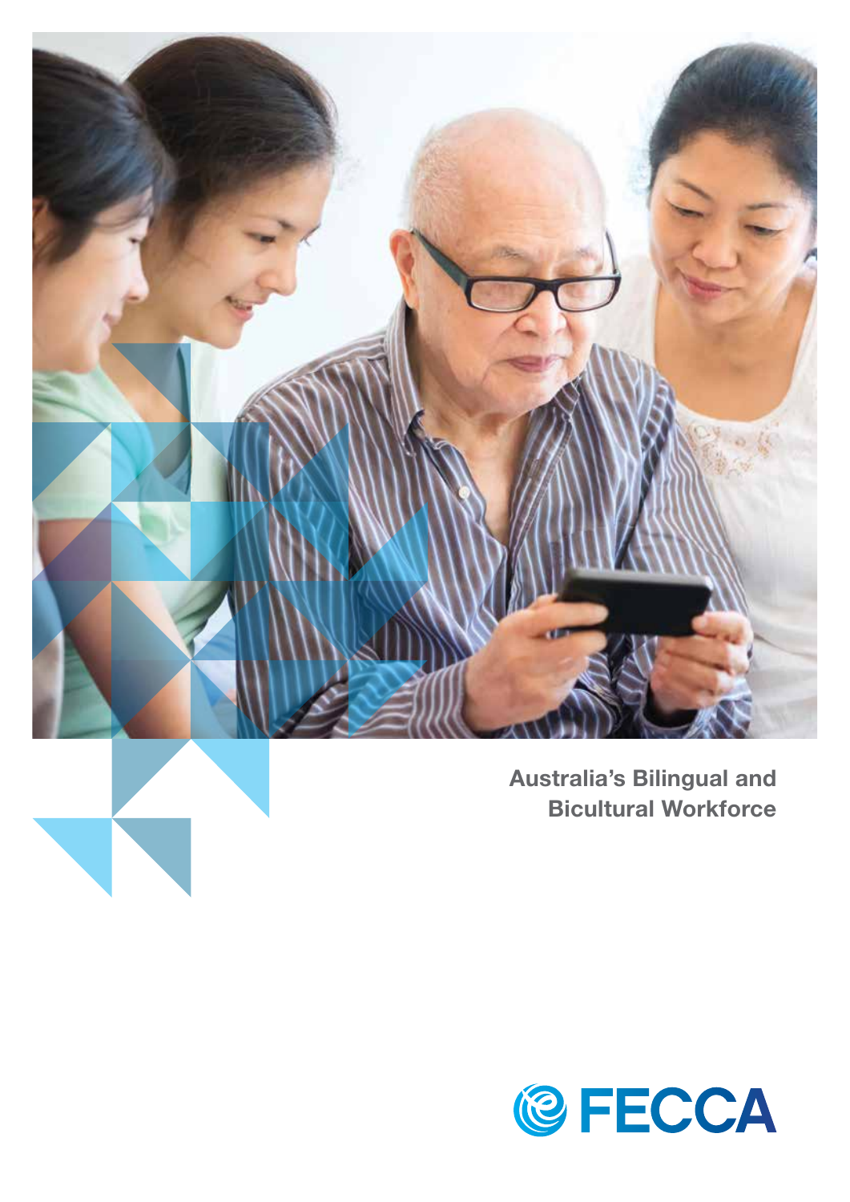# Australia's Bilingual and Bicultural Workforce

FECCA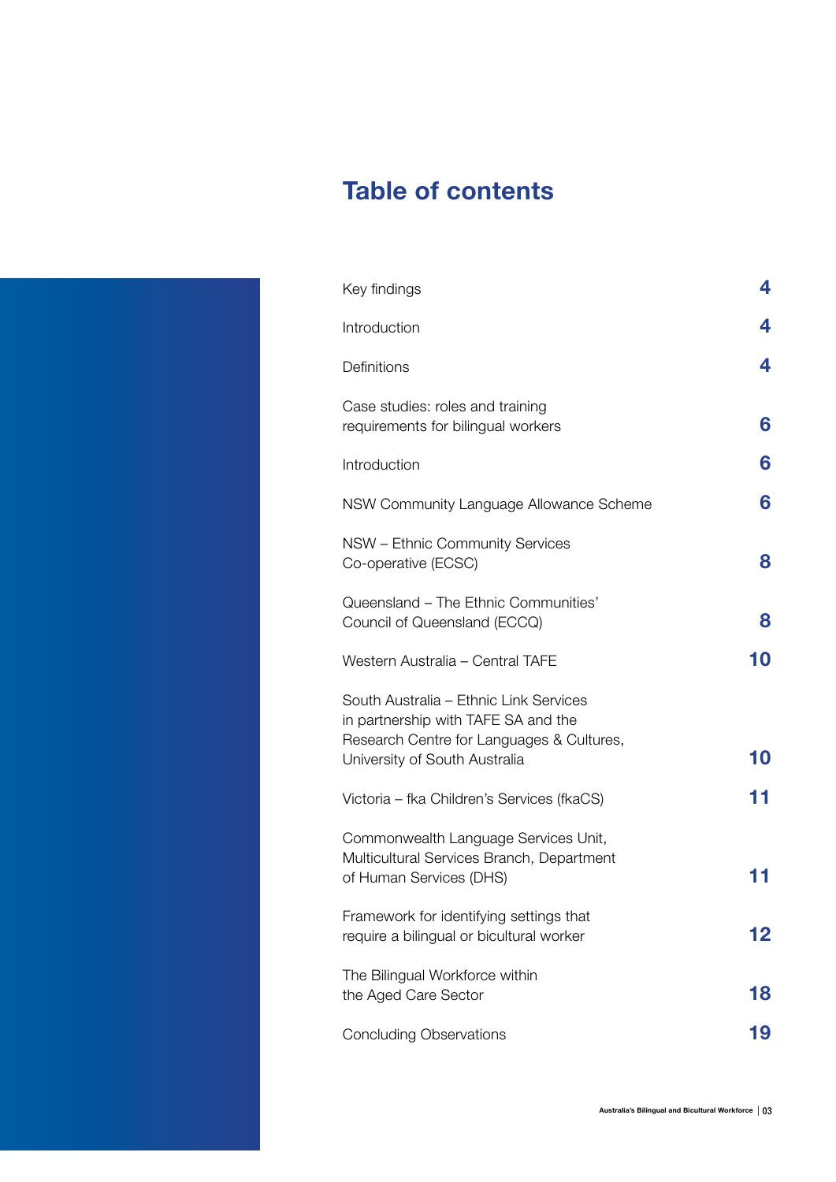# Table of contents

| | |
|---|---|
| Key findings | 4 |
| Introduction | 4 |
| Definitions | 4 |
| Case studies: roles and training requirements for bilingual workers | 6 |
| Introduction | 6 |
| NSW Community Language Allowance Scheme | 6 |
| NSW – Ethnic Community Services Co-operative (ECSC) | 8 |
| Queensland – The Ethnic Communities' Council of Queensland (ECCQ) | 8 |
| Western Australia – Central TAFE | 10 |
| South Australia – Ethnic Link Services in partnership with TAFE SA and the Research Centre for Languages & Cultures, University of South Australia | 10 |
| Victoria – fka Children's Services (fkaCS) | 11 |
| Commonwealth Language Services Unit, Multicultural Services Branch, Department of Human Services (DHS) | 11 |
| Framework for identifying settings that require a bilingual or bicultural worker | 12 |
| The Bilingual Workforce within the Aged Care Sector | 18 |
| Concluding Observations | 19 |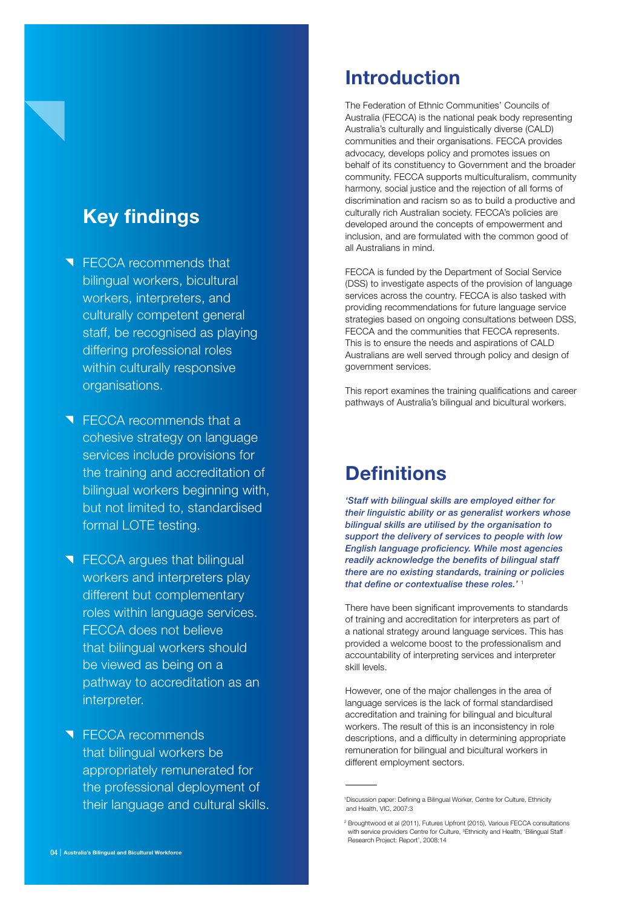## Key findings

- FECCA recommends that bilingual workers, bicultural workers, interpreters, and culturally competent general staff, be recognised as playing differing professional roles within culturally responsive organisations.
- FECCA recommends that a cohesive strategy on language services include provisions for the training and accreditation of bilingual workers beginning with, but not limited to, standardised formal LOTE testing.
- FECCA argues that bilingual workers and interpreters play different but complementary roles within language services. FECCA does not believe that bilingual workers should be viewed as being on a pathway to accreditation as an interpreter.
- FECCA recommends that bilingual workers be appropriately remunerated for the professional deployment of their language and cultural skills.

## Introduction

The Federation of Ethnic Communities' Councils of Australia (FECCA) is the national peak body representing Australia's culturally and linguistically diverse (CALD) communities and their organisations. FECCA provides advocacy, develops policy and promotes issues on behalf of its constituency to Government and the broader community. FECCA supports multiculturalism, community harmony, social justice and the rejection of all forms of discrimination and racism so as to build a productive and culturally rich Australian society. FECCA's policies are developed around the concepts of empowerment and inclusion, and are formulated with the common good of all Australians in mind.

FECCA is funded by the Department of Social Service (DSS) to investigate aspects of the provision of language services across the country. FECCA is also tasked with providing recommendations for future language service strategies based on ongoing consultations between DSS, FECCA and the communities that FECCA represents. This is to ensure the needs and aspirations of CALD Australians are well served through policy and design of government services.

This report examines the training qualifications and career pathways of Australia's bilingual and bicultural workers.

## Definitions

***'Staff with bilingual skills are employed either for their linguistic ability or as generalist workers whose bilingual skills are utilised by the organisation to support the delivery of services to people with low English language proficiency. While most agencies readily acknowledge the benefits of bilingual staff there are no existing standards, training or policies that define or contextualise these roles.'*** [1]

There have been significant improvements to standards of training and accreditation for interpreters as part of a national strategy around language services. This has provided a welcome boost to the professionalism and accountability of interpreting services and interpreter skill levels.

However, one of the major challenges in the area of language services is the lack of formal standardised accreditation and training for bilingual and bicultural workers. The result of this is an inconsistency in role descriptions, and a difficulty in determining appropriate remuneration for bilingual and bicultural workers in different employment sectors.

---

[1]Discussion paper: Defining a Bilingual Worker, Centre for Culture, Ethnicity and Health, VIC, 2007:3

[2] Broughtwood et al (2011), Futures Upfront (2015), Various FECCA consultations with service providers Centre for Culture, [3]Ethnicity and Health, 'Bilingual Staff Research Project: Report', 2008:14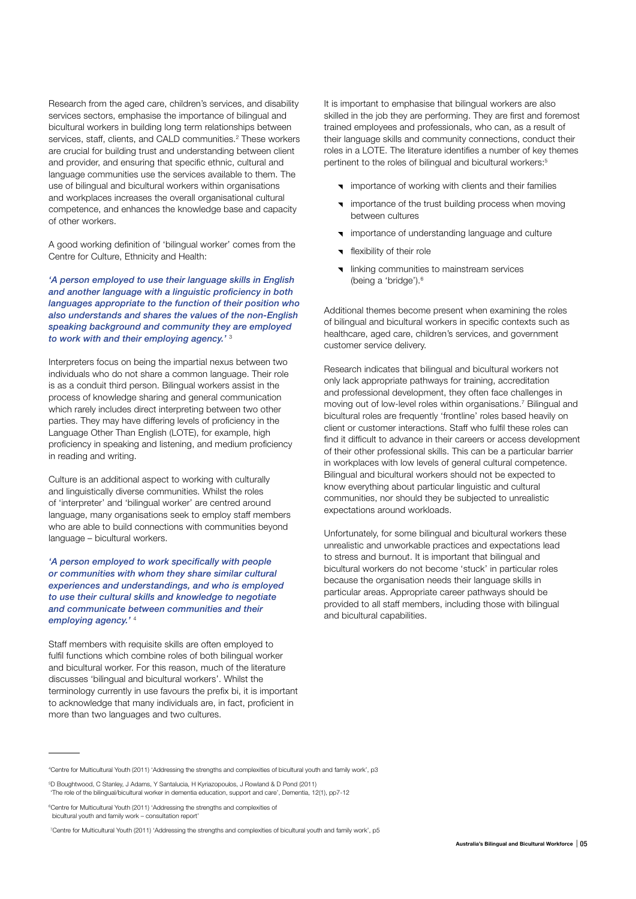Research from the aged care, children's services, and disability services sectors, emphasise the importance of bilingual and bicultural workers in building long term relationships between services, staff, clients, and CALD communities.[2] These workers are crucial for building trust and understanding between client and provider, and ensuring that specific ethnic, cultural and language communities use the services available to them. The use of bilingual and bicultural workers within organisations and workplaces increases the overall organisational cultural competence, and enhances the knowledge base and capacity of other workers.

A good working definition of 'bilingual worker' comes from the Centre for Culture, Ethnicity and Health:

***'A person employed to use their language skills in English and another language with a linguistic proficiency in both languages appropriate to the function of their position who also understands and shares the values of the non-English speaking background and community they are employed to work with and their employing agency.'*** [3]

Interpreters focus on being the impartial nexus between two individuals who do not share a common language. Their role is as a conduit third person. Bilingual workers assist in the process of knowledge sharing and general communication which rarely includes direct interpreting between two other parties. They may have differing levels of proficiency in the Language Other Than English (LOTE), for example, high proficiency in speaking and listening, and medium proficiency in reading and writing.

Culture is an additional aspect to working with culturally and linguistically diverse communities. Whilst the roles of 'interpreter' and 'bilingual worker' are centred around language, many organisations seek to employ staff members who are able to build connections with communities beyond language – bicultural workers.

***'A person employed to work specifically with people or communities with whom they share similar cultural experiences and understandings, and who is employed to use their cultural skills and knowledge to negotiate and communicate between communities and their employing agency.'*** [4]

Staff members with requisite skills are often employed to fulfil functions which combine roles of both bilingual worker and bicultural worker. For this reason, much of the literature discusses 'bilingual and bicultural workers'. Whilst the terminology currently in use favours the prefix bi, it is important to acknowledge that many individuals are, in fact, proficient in more than two languages and two cultures.

It is important to emphasise that bilingual workers are also skilled in the job they are performing. They are first and foremost trained employees and professionals, who can, as a result of their language skills and community connections, conduct their roles in a LOTE. The literature identifies a number of key themes pertinent to the roles of bilingual and bicultural workers:[5]

- importance of working with clients and their families
- importance of the trust building process when moving between cultures
- importance of understanding language and culture
- flexibility of their role
- linking communities to mainstream services (being a 'bridge').[6]

Additional themes become present when examining the roles of bilingual and bicultural workers in specific contexts such as healthcare, aged care, children's services, and government customer service delivery.

Research indicates that bilingual and bicultural workers not only lack appropriate pathways for training, accreditation and professional development, they often face challenges in moving out of low-level roles within organisations.[7] Bilingual and bicultural roles are frequently 'frontline' roles based heavily on client or customer interactions. Staff who fulfil these roles can find it difficult to advance in their careers or access development of their other professional skills. This can be a particular barrier in workplaces with low levels of general cultural competence. Bilingual and bicultural workers should not be expected to know everything about particular linguistic and cultural communities, nor should they be subjected to unrealistic expectations around workloads.

Unfortunately, for some bilingual and bicultural workers these unrealistic and unworkable practices and expectations lead to stress and burnout. It is important that bilingual and bicultural workers do not become 'stuck' in particular roles because the organisation needs their language skills in particular areas. Appropriate career pathways should be provided to all staff members, including those with bilingual and bicultural capabilities.

---

[4] Centre for Multicultural Youth (2011) 'Addressing the strengths and complexities of bicultural youth and family work', p3

[5] D Boughtwood, C Stanley, J Adams, Y Santalucia, H Kyriazopoulos, J Rowland & D Pond (2011) 'The role of the bilingual/bicultural worker in dementia education, support and care', Dementia, 12(1), pp7-12

[6] Centre for Multicultural Youth (2011) 'Addressing the strengths and complexities of bicultural youth and family work – consultation report'

[7] Centre for Multicultural Youth (2011) 'Addressing the strengths and complexities of bicultural youth and family work', p5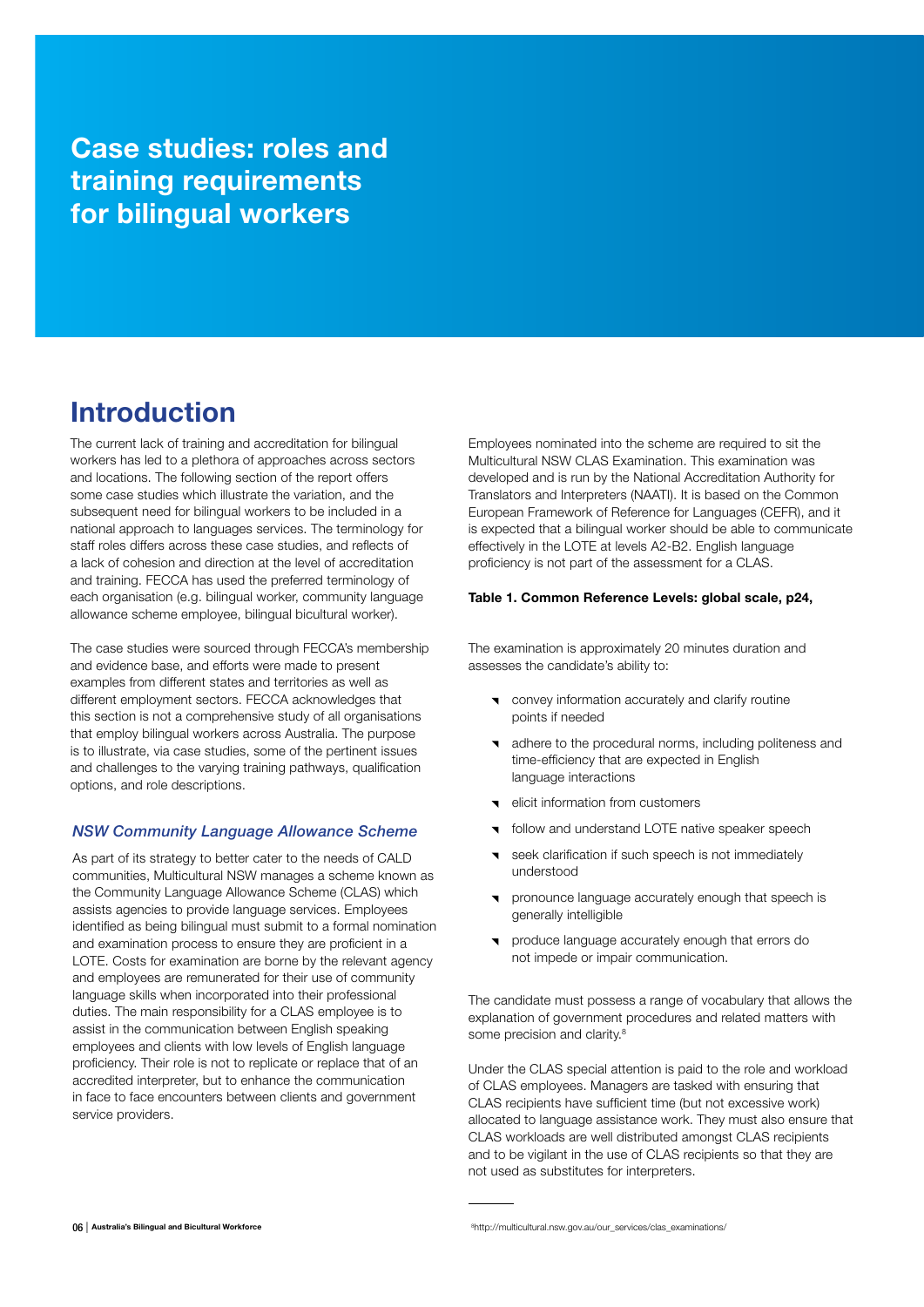# Case studies: roles and training requirements for bilingual workers

## Introduction

The current lack of training and accreditation for bilingual workers has led to a plethora of approaches across sectors and locations. The following section of the report offers some case studies which illustrate the variation, and the subsequent need for bilingual workers to be included in a national approach to languages services. The terminology for staff roles differs across these case studies, and reflects of a lack of cohesion and direction at the level of accreditation and training. FECCA has used the preferred terminology of each organisation (e.g. bilingual worker, community language allowance scheme employee, bilingual bicultural worker).

The case studies were sourced through FECCA's membership and evidence base, and efforts were made to present examples from different states and territories as well as different employment sectors. FECCA acknowledges that this section is not a comprehensive study of all organisations that employ bilingual workers across Australia. The purpose is to illustrate, via case studies, some of the pertinent issues and challenges to the varying training pathways, qualification options, and role descriptions.

### *NSW Community Language Allowance Scheme*

As part of its strategy to better cater to the needs of CALD communities, Multicultural NSW manages a scheme known as the Community Language Allowance Scheme (CLAS) which assists agencies to provide language services. Employees identified as being bilingual must submit to a formal nomination and examination process to ensure they are proficient in a LOTE. Costs for examination are borne by the relevant agency and employees are remunerated for their use of community language skills when incorporated into their professional duties. The main responsibility for a CLAS employee is to assist in the communication between English speaking employees and clients with low levels of English language proficiency. Their role is not to replicate or replace that of an accredited interpreter, but to enhance the communication in face to face encounters between clients and government service providers.

Employees nominated into the scheme are required to sit the Multicultural NSW CLAS Examination. This examination was developed and is run by the National Accreditation Authority for Translators and Interpreters (NAATI). It is based on the Common European Framework of Reference for Languages (CEFR), and it is expected that a bilingual worker should be able to communicate effectively in the LOTE at levels A2-B2. English language proficiency is not part of the assessment for a CLAS.

**Table 1. Common Reference Levels: global scale, p24,**

The examination is approximately 20 minutes duration and assesses the candidate's ability to:

- convey information accurately and clarify routine points if needed
- adhere to the procedural norms, including politeness and time-efficiency that are expected in English language interactions
- elicit information from customers
- follow and understand LOTE native speaker speech
- seek clarification if such speech is not immediately understood
- pronounce language accurately enough that speech is generally intelligible
- produce language accurately enough that errors do not impede or impair communication.

The candidate must possess a range of vocabulary that allows the explanation of government procedures and related matters with some precision and clarity.[8]

Under the CLAS special attention is paid to the role and workload of CLAS employees. Managers are tasked with ensuring that CLAS recipients have sufficient time (but not excessive work) allocated to language assistance work. They must also ensure that CLAS workloads are well distributed amongst CLAS recipients and to be vigilant in the use of CLAS recipients so that they are not used as substitutes for interpreters.

[8] http://multicultural.nsw.gov.au/our_services/clas_examinations/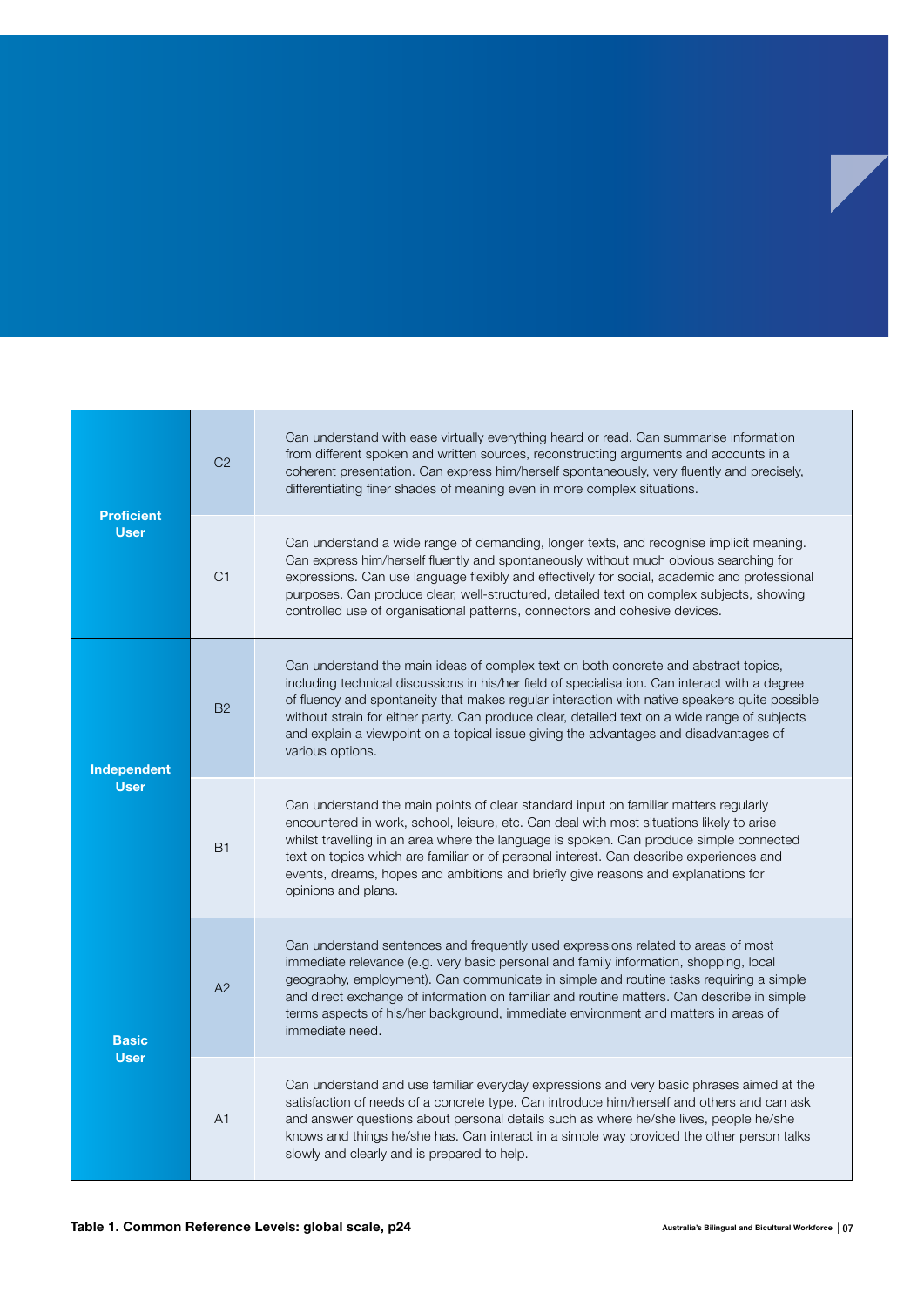| | | |
|---|---|---|
| **Proficient User** | C2 | Can understand with ease virtually everything heard or read. Can summarise information from different spoken and written sources, reconstructing arguments and accounts in a coherent presentation. Can express him/herself spontaneously, very fluently and precisely, differentiating finer shades of meaning even in more complex situations. |
| | C1 | Can understand a wide range of demanding, longer texts, and recognise implicit meaning. Can express him/herself fluently and spontaneously without much obvious searching for expressions. Can use language flexibly and effectively for social, academic and professional purposes. Can produce clear, well-structured, detailed text on complex subjects, showing controlled use of organisational patterns, connectors and cohesive devices. |
| **Independent User** | B2 | Can understand the main ideas of complex text on both concrete and abstract topics, including technical discussions in his/her field of specialisation. Can interact with a degree of fluency and spontaneity that makes regular interaction with native speakers quite possible without strain for either party. Can produce clear, detailed text on a wide range of subjects and explain a viewpoint on a topical issue giving the advantages and disadvantages of various options. |
| | B1 | Can understand the main points of clear standard input on familiar matters regularly encountered in work, school, leisure, etc. Can deal with most situations likely to arise whilst travelling in an area where the language is spoken. Can produce simple connected text on topics which are familiar or of personal interest. Can describe experiences and events, dreams, hopes and ambitions and briefly give reasons and explanations for opinions and plans. |
| **Basic User** | A2 | Can understand sentences and frequently used expressions related to areas of most immediate relevance (e.g. very basic personal and family information, shopping, local geography, employment). Can communicate in simple and routine tasks requiring a simple and direct exchange of information on familiar and routine matters. Can describe in simple terms aspects of his/her background, immediate environment and matters in areas of immediate need. |
| | A1 | Can understand and use familiar everyday expressions and very basic phrases aimed at the satisfaction of needs of a concrete type. Can introduce him/herself and others and can ask and answer questions about personal details such as where he/she lives, people he/she knows and things he/she has. Can interact in a simple way provided the other person talks slowly and clearly and is prepared to help. |

**Table 1. Common Reference Levels: global scale, p24**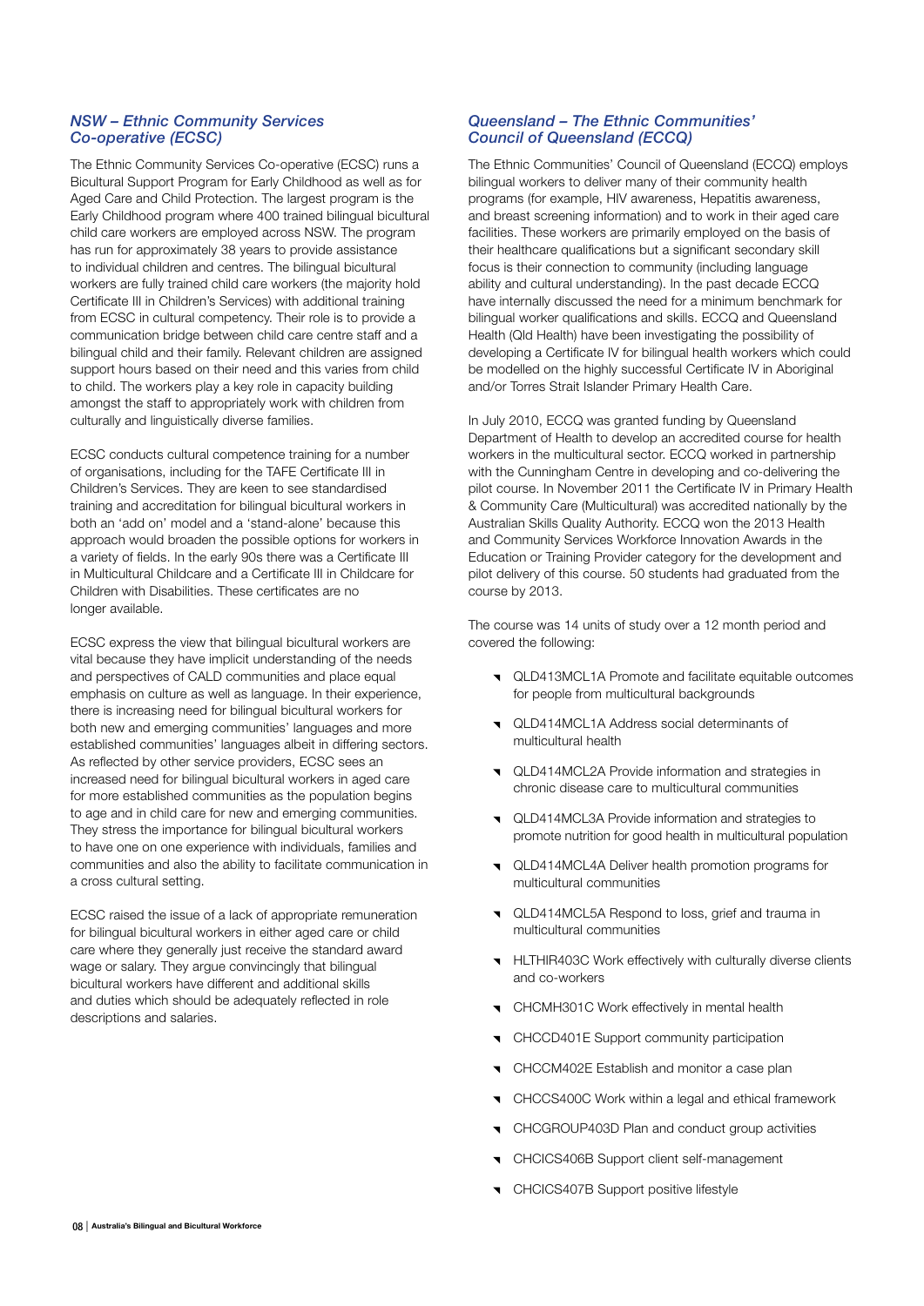### *NSW – Ethnic Community Services Co-operative (ECSC)*

The Ethnic Community Services Co-operative (ECSC) runs a Bicultural Support Program for Early Childhood as well as for Aged Care and Child Protection. The largest program is the Early Childhood program where 400 trained bilingual bicultural child care workers are employed across NSW. The program has run for approximately 38 years to provide assistance to individual children and centres. The bilingual bicultural workers are fully trained child care workers (the majority hold Certificate III in Children's Services) with additional training from ECSC in cultural competency. Their role is to provide a communication bridge between child care centre staff and a bilingual child and their family. Relevant children are assigned support hours based on their need and this varies from child to child. The workers play a key role in capacity building amongst the staff to appropriately work with children from culturally and linguistically diverse families.

ECSC conducts cultural competence training for a number of organisations, including for the TAFE Certificate III in Children's Services. They are keen to see standardised training and accreditation for bilingual bicultural workers in both an 'add on' model and a 'stand-alone' because this approach would broaden the possible options for workers in a variety of fields. In the early 90s there was a Certificate III in Multicultural Childcare and a Certificate III in Childcare for Children with Disabilities. These certificates are no longer available.

ECSC express the view that bilingual bicultural workers are vital because they have implicit understanding of the needs and perspectives of CALD communities and place equal emphasis on culture as well as language. In their experience, there is increasing need for bilingual bicultural workers for both new and emerging communities' languages and more established communities' languages albeit in differing sectors. As reflected by other service providers, ECSC sees an increased need for bilingual bicultural workers in aged care for more established communities as the population begins to age and in child care for new and emerging communities. They stress the importance for bilingual bicultural workers to have one on one experience with individuals, families and communities and also the ability to facilitate communication in a cross cultural setting.

ECSC raised the issue of a lack of appropriate remuneration for bilingual bicultural workers in either aged care or child care where they generally just receive the standard award wage or salary. They argue convincingly that bilingual bicultural workers have different and additional skills and duties which should be adequately reflected in role descriptions and salaries.

### *Queensland – The Ethnic Communities' Council of Queensland (ECCQ)*

The Ethnic Communities' Council of Queensland (ECCQ) employs bilingual workers to deliver many of their community health programs (for example, HIV awareness, Hepatitis awareness, and breast screening information) and to work in their aged care facilities. These workers are primarily employed on the basis of their healthcare qualifications but a significant secondary skill focus is their connection to community (including language ability and cultural understanding). In the past decade ECCQ have internally discussed the need for a minimum benchmark for bilingual worker qualifications and skills. ECCQ and Queensland Health (Qld Health) have been investigating the possibility of developing a Certificate IV for bilingual health workers which could be modelled on the highly successful Certificate IV in Aboriginal and/or Torres Strait Islander Primary Health Care.

In July 2010, ECCQ was granted funding by Queensland Department of Health to develop an accredited course for health workers in the multicultural sector. ECCQ worked in partnership with the Cunningham Centre in developing and co-delivering the pilot course. In November 2011 the Certificate IV in Primary Health & Community Care (Multicultural) was accredited nationally by the Australian Skills Quality Authority. ECCQ won the 2013 Health and Community Services Workforce Innovation Awards in the Education or Training Provider category for the development and pilot delivery of this course. 50 students had graduated from the course by 2013.

The course was 14 units of study over a 12 month period and covered the following:

- QLD413MCL1A Promote and facilitate equitable outcomes for people from multicultural backgrounds
- QLD414MCL1A Address social determinants of multicultural health
- QLD414MCL2A Provide information and strategies in chronic disease care to multicultural communities
- QLD414MCL3A Provide information and strategies to promote nutrition for good health in multicultural population
- QLD414MCL4A Deliver health promotion programs for multicultural communities
- QLD414MCL5A Respond to loss, grief and trauma in multicultural communities
- HLTHIR403C Work effectively with culturally diverse clients and co-workers
- CHCMH301C Work effectively in mental health
- CHCCD401E Support community participation
- CHCCM402E Establish and monitor a case plan
- CHCCS400C Work within a legal and ethical framework
- CHCGROUP403D Plan and conduct group activities
- CHCICS406B Support client self-management
- CHCICS407B Support positive lifestyle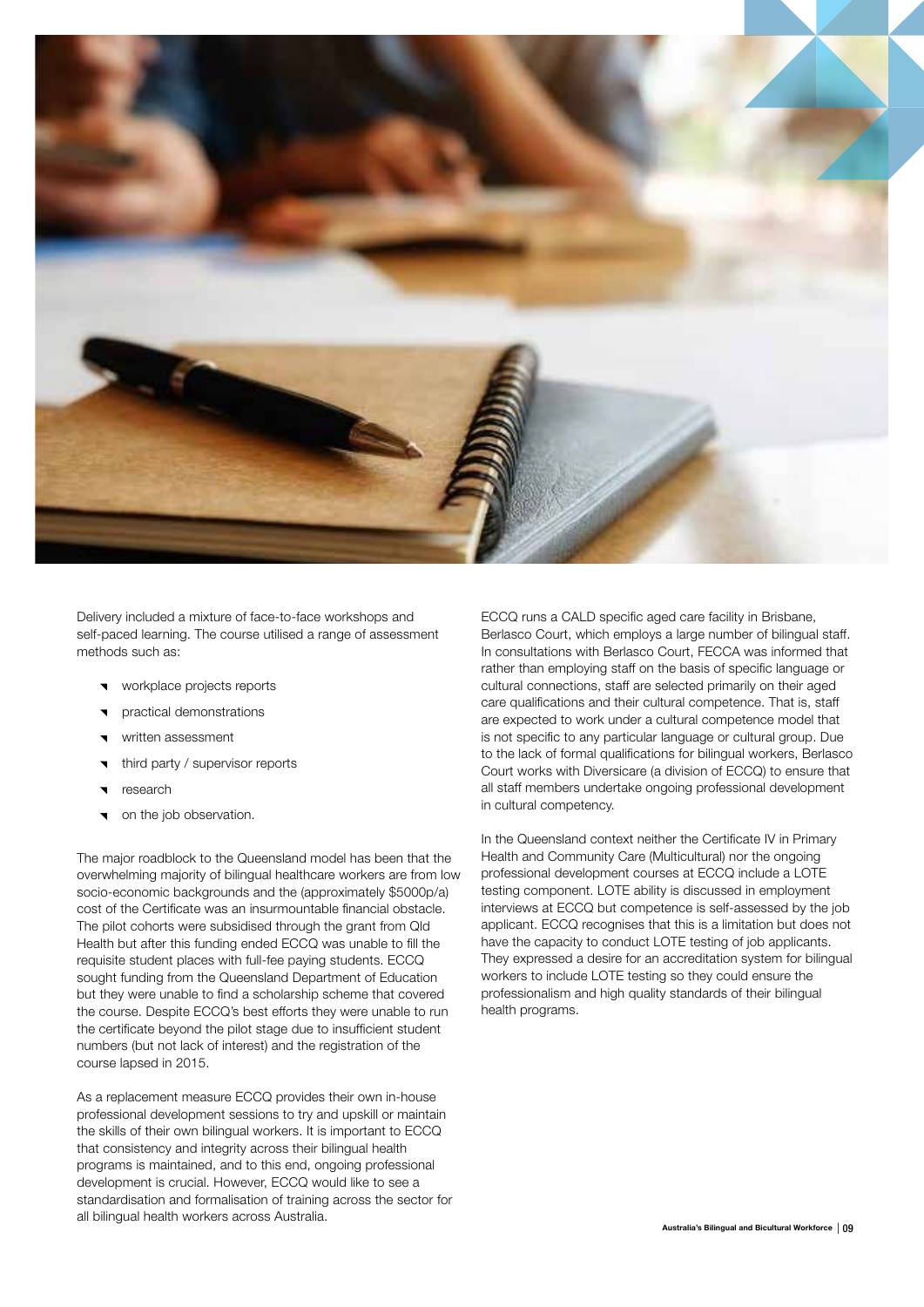Delivery included a mixture of face-to-face workshops and self-paced learning. The course utilised a range of assessment methods such as:

- workplace projects reports
- practical demonstrations
- written assessment
- third party / supervisor reports
- research
- on the job observation.

The major roadblock to the Queensland model has been that the overwhelming majority of bilingual healthcare workers are from low socio-economic backgrounds and the (approximately $5000p/a) cost of the Certificate was an insurmountable financial obstacle. The pilot cohorts were subsidised through the grant from Qld Health but after this funding ended ECCQ was unable to fill the requisite student places with full-fee paying students. ECCQ sought funding from the Queensland Department of Education but they were unable to find a scholarship scheme that covered the course. Despite ECCQ's best efforts they were unable to run the certificate beyond the pilot stage due to insufficient student numbers (but not lack of interest) and the registration of the course lapsed in 2015.

As a replacement measure ECCQ provides their own in-house professional development sessions to try and upskill or maintain the skills of their own bilingual workers. It is important to ECCQ that consistency and integrity across their bilingual health programs is maintained, and to this end, ongoing professional development is crucial. However, ECCQ would like to see a standardisation and formalisation of training across the sector for all bilingual health workers across Australia.

ECCQ runs a CALD specific aged care facility in Brisbane, Berlasco Court, which employs a large number of bilingual staff. In consultations with Berlasco Court, FECCA was informed that rather than employing staff on the basis of specific language or cultural connections, staff are selected primarily on their aged care qualifications and their cultural competence. That is, staff are expected to work under a cultural competence model that is not specific to any particular language or cultural group. Due to the lack of formal qualifications for bilingual workers, Berlasco Court works with Diversicare (a division of ECCQ) to ensure that all staff members undertake ongoing professional development in cultural competency.

In the Queensland context neither the Certificate IV in Primary Health and Community Care (Multicultural) nor the ongoing professional development courses at ECCQ include a LOTE testing component. LOTE ability is discussed in employment interviews at ECCQ but competence is self-assessed by the job applicant. ECCQ recognises that this is a limitation but does not have the capacity to conduct LOTE testing of job applicants. They expressed a desire for an accreditation system for bilingual workers to include LOTE testing so they could ensure the professionalism and high quality standards of their bilingual health programs.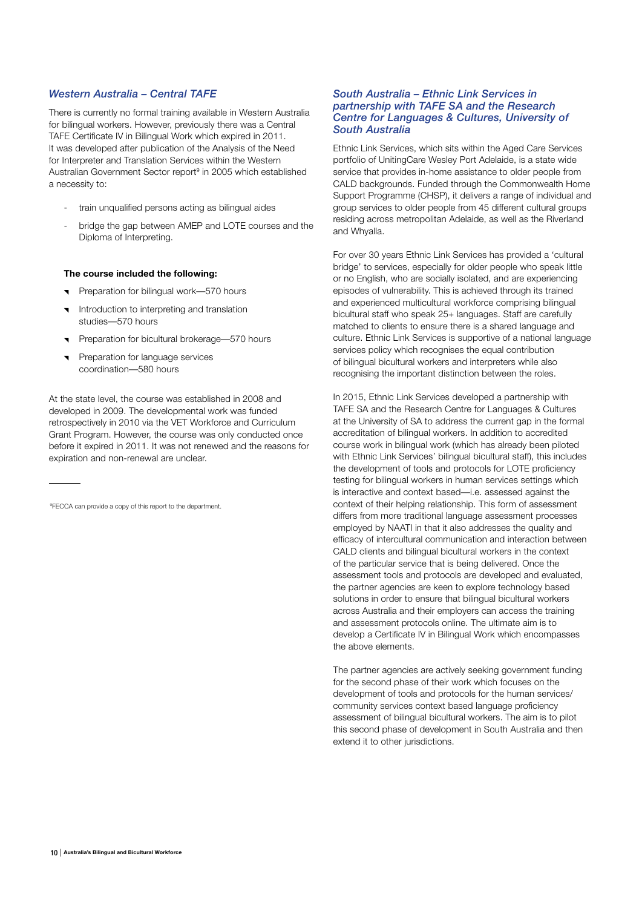### *Western Australia – Central TAFE*

There is currently no formal training available in Western Australia for bilingual workers. However, previously there was a Central TAFE Certificate IV in Bilingual Work which expired in 2011. It was developed after publication of the Analysis of the Need for Interpreter and Translation Services within the Western Australian Government Sector report[9] in 2005 which established a necessity to:

- train unqualified persons acting as bilingual aides
- bridge the gap between AMEP and LOTE courses and the Diploma of Interpreting.

**The course included the following:**

- Preparation for bilingual work—570 hours
- Introduction to interpreting and translation studies—570 hours
- Preparation for bicultural brokerage—570 hours
- Preparation for language services coordination—580 hours

At the state level, the course was established in 2008 and developed in 2009. The developmental work was funded retrospectively in 2010 via the VET Workforce and Curriculum Grant Program. However, the course was only conducted once before it expired in 2011. It was not renewed and the reasons for expiration and non-renewal are unclear.

[9]FECCA can provide a copy of this report to the department.

### *South Australia – Ethnic Link Services in partnership with TAFE SA and the Research Centre for Languages & Cultures, University of South Australia*

Ethnic Link Services, which sits within the Aged Care Services portfolio of UnitingCare Wesley Port Adelaide, is a state wide service that provides in-home assistance to older people from CALD backgrounds. Funded through the Commonwealth Home Support Programme (CHSP), it delivers a range of individual and group services to older people from 45 different cultural groups residing across metropolitan Adelaide, as well as the Riverland and Whyalla.

For over 30 years Ethnic Link Services has provided a 'cultural bridge' to services, especially for older people who speak little or no English, who are socially isolated, and are experiencing episodes of vulnerability. This is achieved through its trained and experienced multicultural workforce comprising bilingual bicultural staff who speak 25+ languages. Staff are carefully matched to clients to ensure there is a shared language and culture. Ethnic Link Services is supportive of a national language services policy which recognises the equal contribution of bilingual bicultural workers and interpreters while also recognising the important distinction between the roles.

In 2015, Ethnic Link Services developed a partnership with TAFE SA and the Research Centre for Languages & Cultures at the University of SA to address the current gap in the formal accreditation of bilingual workers. In addition to accredited course work in bilingual work (which has already been piloted with Ethnic Link Services' bilingual bicultural staff), this includes the development of tools and protocols for LOTE proficiency testing for bilingual workers in human services settings which is interactive and context based—i.e. assessed against the context of their helping relationship. This form of assessment differs from more traditional language assessment processes employed by NAATI in that it also addresses the quality and efficacy of intercultural communication and interaction between CALD clients and bilingual bicultural workers in the context of the particular service that is being delivered. Once the assessment tools and protocols are developed and evaluated, the partner agencies are keen to explore technology based solutions in order to ensure that bilingual bicultural workers across Australia and their employers can access the training and assessment protocols online. The ultimate aim is to develop a Certificate IV in Bilingual Work which encompasses the above elements.

The partner agencies are actively seeking government funding for the second phase of their work which focuses on the development of tools and protocols for the human services/community services context based language proficiency assessment of bilingual bicultural workers. The aim is to pilot this second phase of development in South Australia and then extend it to other jurisdictions.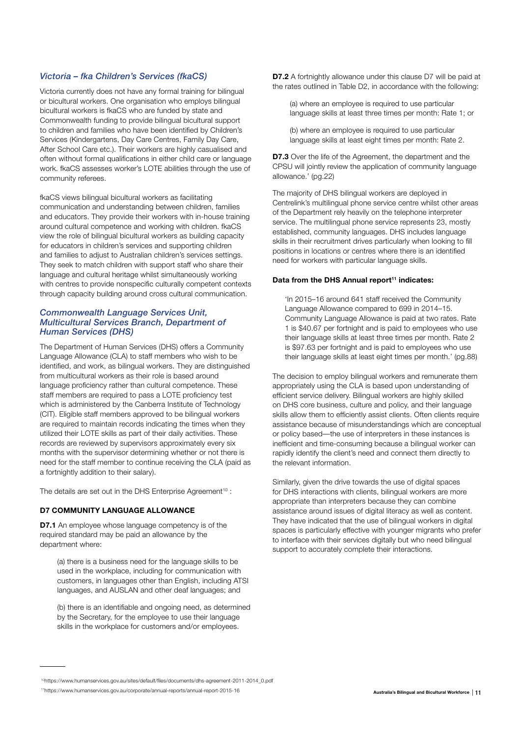### *Victoria – fka Children's Services (fkaCS)*

Victoria currently does not have any formal training for bilingual or bicultural workers. One organisation who employs bilingual bicultural workers is fkaCS who are funded by state and Commonwealth funding to provide bilingual bicultural support to children and families who have been identified by Children's Services (Kindergartens, Day Care Centres, Family Day Care, After School Care etc.). Their workers are highly casualised and often without formal qualifications in either child care or language work. fkaCS assesses worker's LOTE abilities through the use of community referees.

fkaCS views bilingual bicultural workers as facilitating communication and understanding between children, families and educators. They provide their workers with in-house training around cultural competence and working with children. fkaCS view the role of bilingual bicultural workers as building capacity for educators in children's services and supporting children and families to adjust to Australian children's services settings. They seek to match children with support staff who share their language and cultural heritage whilst simultaneously working with centres to provide nonspecific culturally competent contexts through capacity building around cross cultural communication.

### *Commonwealth Language Services Unit, Multicultural Services Branch, Department of Human Services (DHS)*

The Department of Human Services (DHS) offers a Community Language Allowance (CLA) to staff members who wish to be identified, and work, as bilingual workers. They are distinguished from multicultural workers as their role is based around language proficiency rather than cultural competence. These staff members are required to pass a LOTE proficiency test which is administered by the Canberra Institute of Technology (CIT). Eligible staff members approved to be bilingual workers are required to maintain records indicating the times when they utilized their LOTE skills as part of their daily activities. These records are reviewed by supervisors approximately every six months with the supervisor determining whether or not there is need for the staff member to continue receiving the CLA (paid as a fortnightly addition to their salary).

The details are set out in the DHS Enterprise Agreement[10] :

**D7 COMMUNITY LANGUAGE ALLOWANCE**

**D7.1** An employee whose language competency is of the required standard may be paid an allowance by the department where:

> (a) there is a business need for the language skills to be used in the workplace, including for communication with customers, in languages other than English, including ATSI languages, and AUSLAN and other deaf languages; and
>
> (b) there is an identifiable and ongoing need, as determined by the Secretary, for the employee to use their language skills in the workplace for customers and/or employees.

**D7.2** A fortnightly allowance under this clause D7 will be paid at the rates outlined in Table D2, in accordance with the following:

> (a) where an employee is required to use particular language skills at least three times per month: Rate 1; or
>
> (b) where an employee is required to use particular language skills at least eight times per month: Rate 2.

**D7.3** Over the life of the Agreement, the department and the CPSU will jointly review the application of community language allowance.' (pg.22)

The majority of DHS bilingual workers are deployed in Centrelink's multilingual phone service centre whilst other areas of the Department rely heavily on the telephone interpreter service. The multilingual phone service represents 23, mostly established, community languages. DHS includes language skills in their recruitment drives particularly when looking to fill positions in locations or centres where there is an identified need for workers with particular language skills.

**Data from the DHS Annual report[11] indicates:**

> 'In 2015–16 around 641 staff received the Community Language Allowance compared to 699 in 2014–15. Community Language Allowance is paid at two rates. Rate 1 is $40.67 per fortnight and is paid to employees who use their language skills at least three times per month. Rate 2 is $97.63 per fortnight and is paid to employees who use their language skills at least eight times per month.' (pg.88)

The decision to employ bilingual workers and remunerate them appropriately using the CLA is based upon understanding of efficient service delivery. Bilingual workers are highly skilled on DHS core business, culture and policy, and their language skills allow them to efficiently assist clients. Often clients require assistance because of misunderstandings which are conceptual or policy based—the use of interpreters in these instances is inefficient and time-consuming because a bilingual worker can rapidly identify the client's need and connect them directly to the relevant information.

Similarly, given the drive towards the use of digital spaces for DHS interactions with clients, bilingual workers are more appropriate than interpreters because they can combine assistance around issues of digital literacy as well as content. They have indicated that the use of bilingual workers in digital spaces is particularly effective with younger migrants who prefer to interface with their services digitally but who need bilingual support to accurately complete their interactions.

---

[10] https://www.humanservices.gov.au/sites/default/files/documents/dhs-agreement-2011-2014_0.pdf

[11] https://www.humanservices.gov.au/corporate/annual-reports/annual-report-2015-16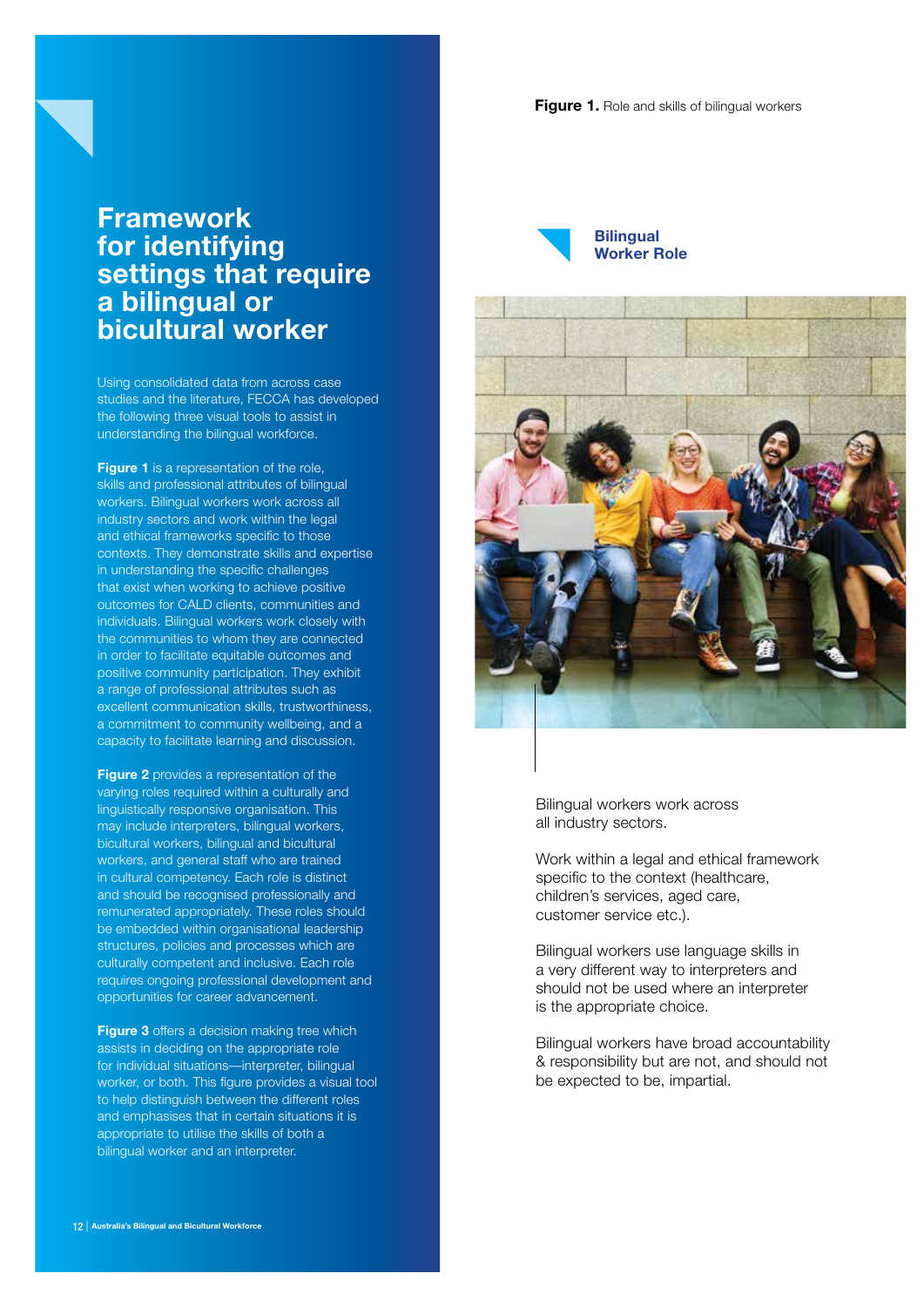# Framework for identifying settings that require a bilingual or bicultural worker

Using consolidated data from across case studies and the literature, FECCA has developed the following three visual tools to assist in understanding the bilingual workforce.

**Figure 1** is a representation of the role, skills and professional attributes of bilingual workers. Bilingual workers work across all industry sectors and work within the legal and ethical frameworks specific to those contexts. They demonstrate skills and expertise in understanding the specific challenges that exist when working to achieve positive outcomes for CALD clients, communities and individuals. Bilingual workers work closely with the communities to whom they are connected in order to facilitate equitable outcomes and positive community participation. They exhibit a range of professional attributes such as excellent communication skills, trustworthiness, a commitment to community wellbeing, and a capacity to facilitate learning and discussion.

**Figure 2** provides a representation of the varying roles required within a culturally and linguistically responsive organisation. This may include interpreters, bilingual workers, bicultural workers, bilingual and bicultural workers, and general staff who are trained in cultural competency. Each role is distinct and should be recognised professionally and remunerated appropriately. These roles should be embedded within organisational leadership structures, policies and processes which are culturally competent and inclusive. Each role requires ongoing professional development and opportunities for career advancement.

**Figure 3** offers a decision making tree which assists in deciding on the appropriate role for individual situations—interpreter, bilingual worker, or both. This figure provides a visual tool to help distinguish between the different roles and emphasises that in certain situations it is appropriate to utilise the skills of both a bilingual worker and an interpreter.

**Figure 1.** Role and skills of bilingual workers

### Bilingual Worker Role

Bilingual workers work across all industry sectors.

Work within a legal and ethical framework specific to the context (healthcare, children's services, aged care, customer service etc.).

Bilingual workers use language skills in a very different way to interpreters and should not be used where an interpreter is the appropriate choice.

Bilingual workers have broad accountability & responsibility but are not, and should not be expected to be, impartial.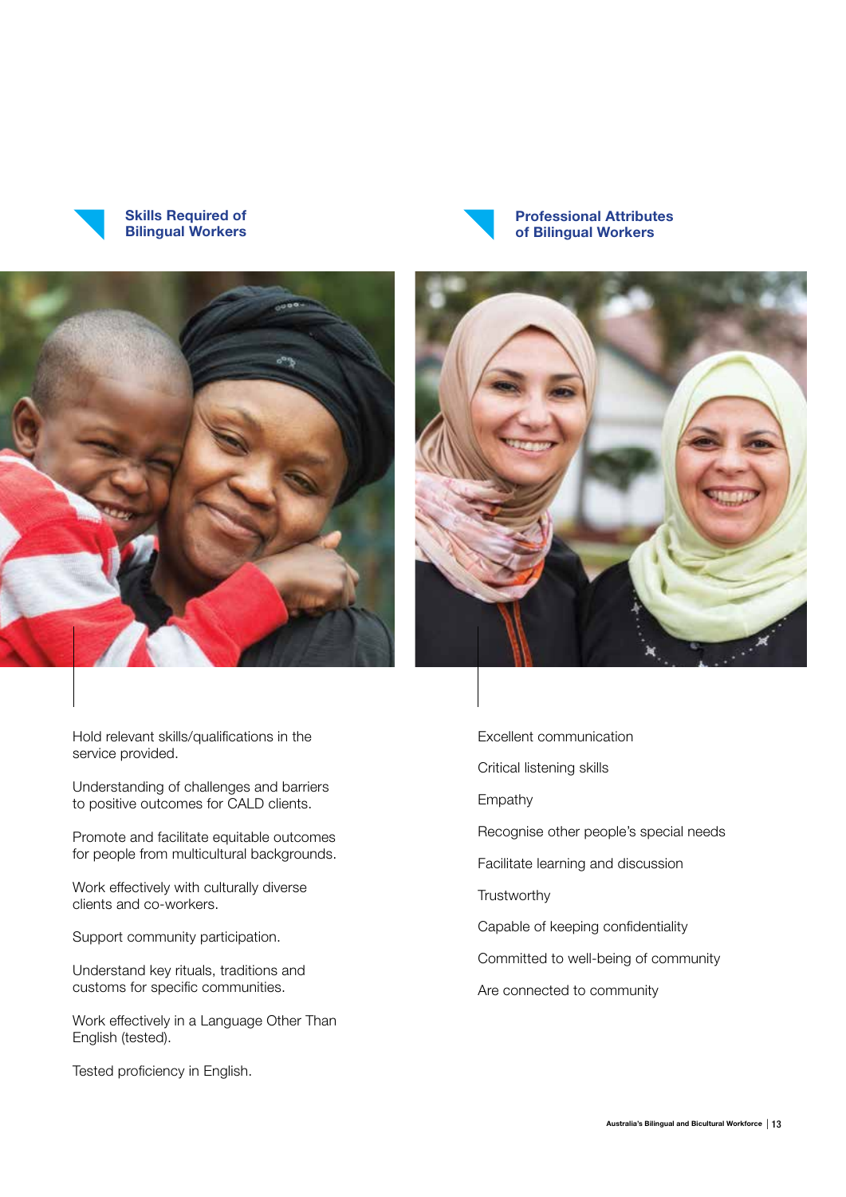## Skills Required of Bilingual Workers

Hold relevant skills/qualifications in the service provided.

Understanding of challenges and barriers to positive outcomes for CALD clients.

Promote and facilitate equitable outcomes for people from multicultural backgrounds.

Work effectively with culturally diverse clients and co-workers.

Support community participation.

Understand key rituals, traditions and customs for specific communities.

Work effectively in a Language Other Than English (tested).

Tested proficiency in English.

## Professional Attributes of Bilingual Workers

Excellent communication

Critical listening skills

Empathy

Recognise other people's special needs

Facilitate learning and discussion

Trustworthy

Capable of keeping confidentiality

Committed to well-being of community

Are connected to community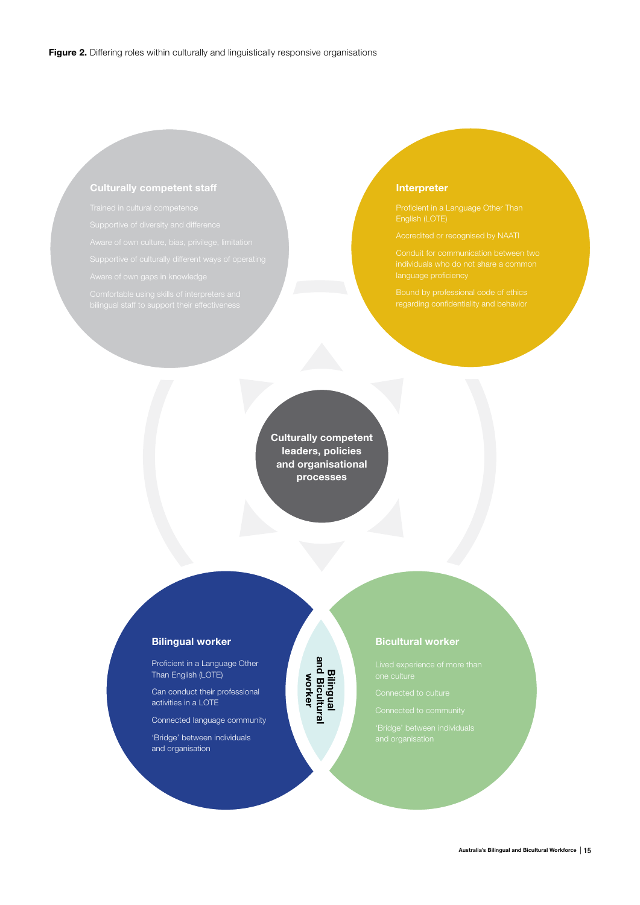**Figure 2.** Differing roles within culturally and linguistically responsive organisations

**Culturally competent staff**

Trained in cultural competence

Supportive of diversity and difference

Aware of own culture, bias, privilege, limitation

Supportive of culturally different ways of operating

Aware of own gaps in knowledge

Comfortable using skills of interpreters and bilingual staff to support their effectiveness

**Interpreter**

Proficient in a Language Other Than English (LOTE)

Accredited or recognised by NAATI

Conduit for communication between two individuals who do not share a common language proficiency

Bound by professional code of ethics regarding confidentiality and behavior

**Culturally competent leaders, policies and organisational processes**

**Bilingual worker**

Proficient in a Language Other Than English (LOTE)

Can conduct their professional activities in a LOTE

Connected language community

'Bridge' between individuals and organisation

**Bilingual and Bicultural worker**

**Bicultural worker**

Lived experience of more than one culture

Connected to culture

Connected to community

'Bridge' between individuals and organisation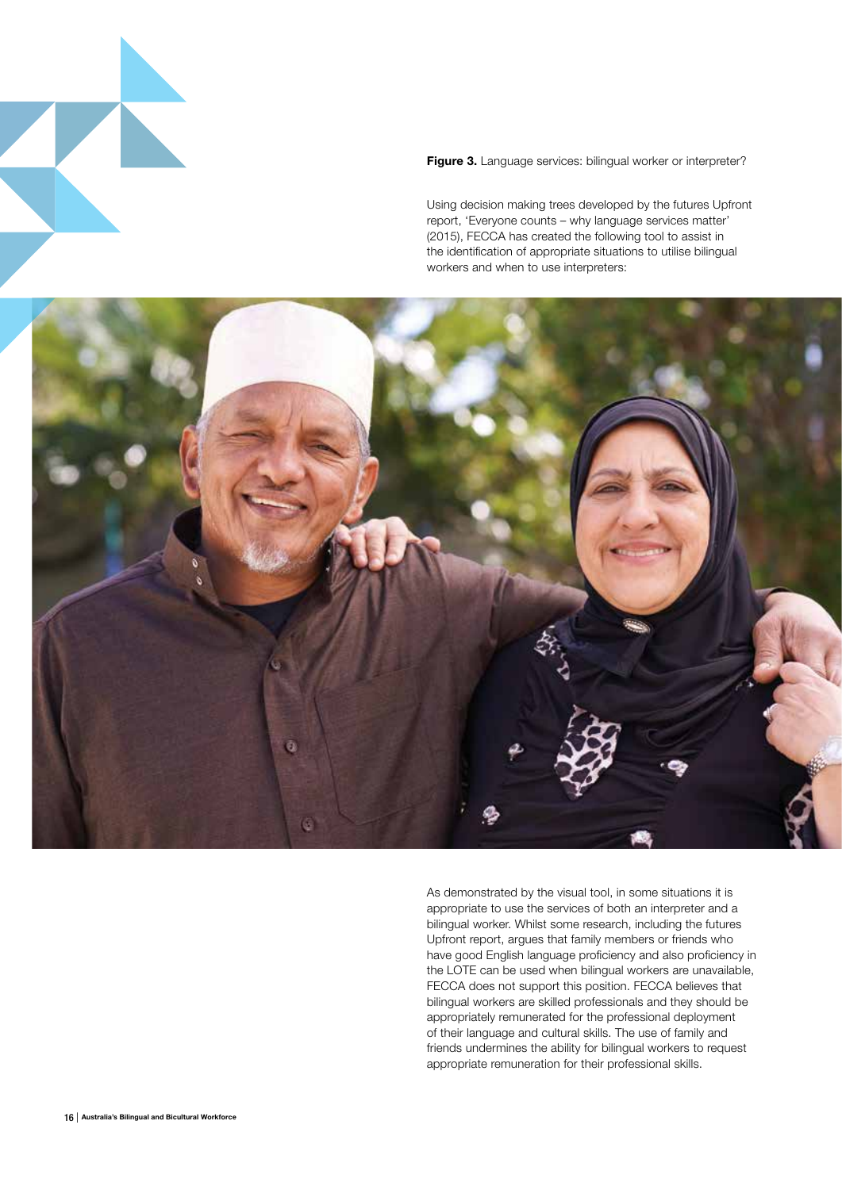**Figure 3.** Language services: bilingual worker or interpreter?

Using decision making trees developed by the futures Upfront report, 'Everyone counts – why language services matter' (2015), FECCA has created the following tool to assist in the identification of appropriate situations to utilise bilingual workers and when to use interpreters:

As demonstrated by the visual tool, in some situations it is appropriate to use the services of both an interpreter and a bilingual worker. Whilst some research, including the futures Upfront report, argues that family members or friends who have good English language proficiency and also proficiency in the LOTE can be used when bilingual workers are unavailable, FECCA does not support this position. FECCA believes that bilingual workers are skilled professionals and they should be appropriately remunerated for the professional deployment of their language and cultural skills. The use of family and friends undermines the ability for bilingual workers to request appropriate remuneration for their professional skills.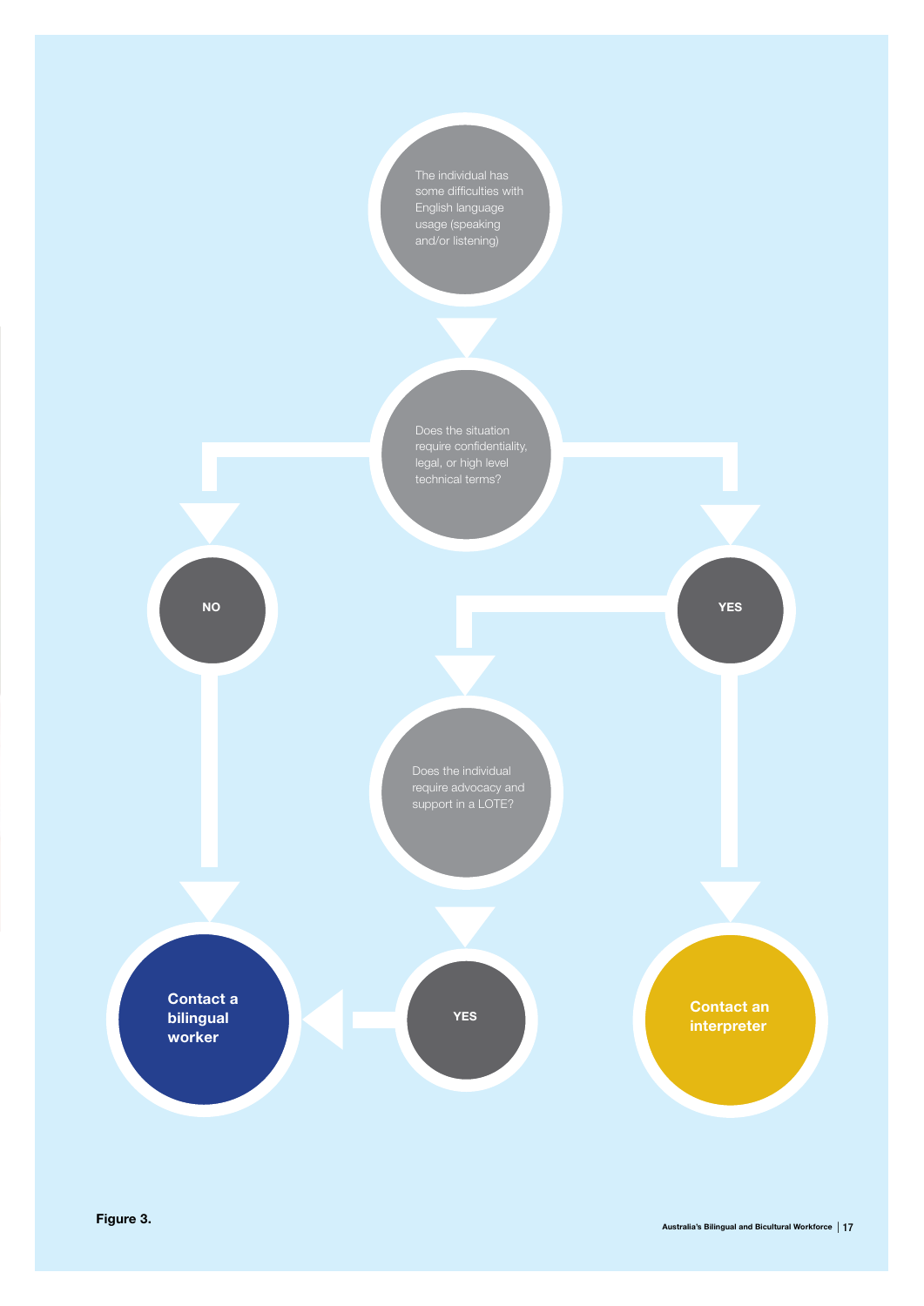The individual has some difficulties with English language usage (speaking and/or listening)

Does the situation require confidentiality, legal, or high level technical terms?

NO

YES

Does the individual require advocacy and support in a LOTE?

YES

Contact a bilingual worker

Contact an interpreter

**Figure 3.**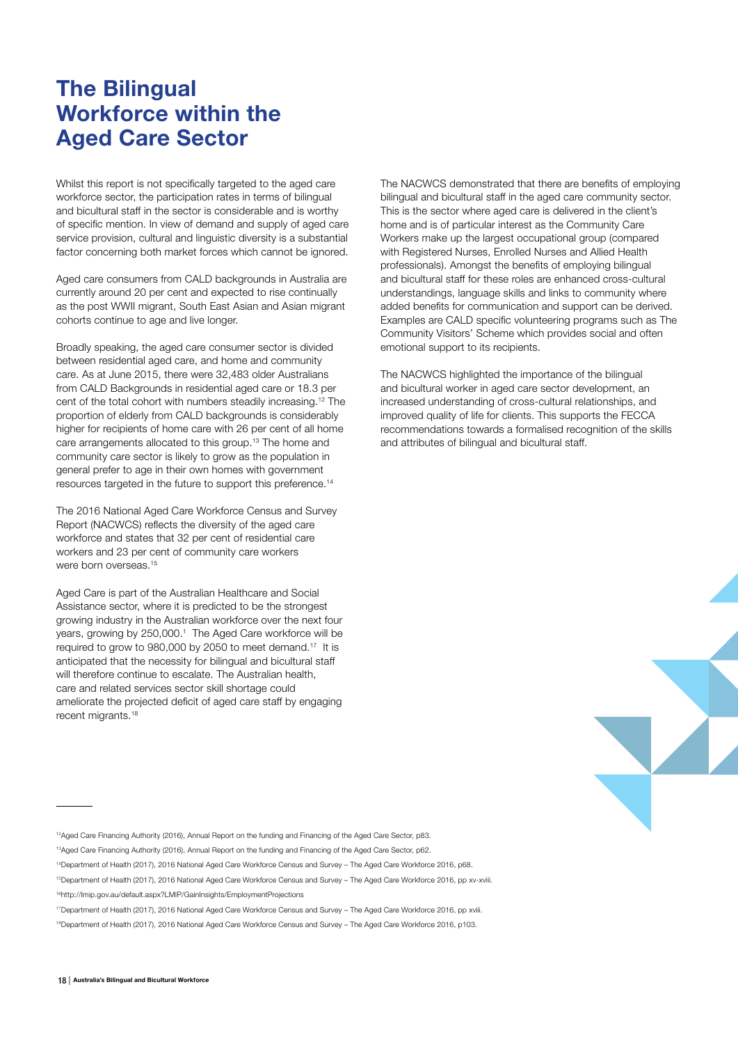# The Bilingual Workforce within the Aged Care Sector

Whilst this report is not specifically targeted to the aged care workforce sector, the participation rates in terms of bilingual and bicultural staff in the sector is considerable and is worthy of specific mention. In view of demand and supply of aged care service provision, cultural and linguistic diversity is a substantial factor concerning both market forces which cannot be ignored.

Aged care consumers from CALD backgrounds in Australia are currently around 20 per cent and expected to rise continually as the post WWII migrant, South East Asian and Asian migrant cohorts continue to age and live longer.

Broadly speaking, the aged care consumer sector is divided between residential aged care, and home and community care. As at June 2015, there were 32,483 older Australians from CALD Backgrounds in residential aged care or 18.3 per cent of the total cohort with numbers steadily increasing.[12] The proportion of elderly from CALD backgrounds is considerably higher for recipients of home care with 26 per cent of all home care arrangements allocated to this group.[13] The home and community care sector is likely to grow as the population in general prefer to age in their own homes with government resources targeted in the future to support this preference.[14]

The 2016 National Aged Care Workforce Census and Survey Report (NACWCS) reflects the diversity of the aged care workforce and states that 32 per cent of residential care workers and 23 per cent of community care workers were born overseas.[15]

Aged Care is part of the Australian Healthcare and Social Assistance sector, where it is predicted to be the strongest growing industry in the Australian workforce over the next four years, growing by 250,000.[1] The Aged Care workforce will be required to grow to 980,000 by 2050 to meet demand.[17] It is anticipated that the necessity for bilingual and bicultural staff will therefore continue to escalate. The Australian health, care and related services sector skill shortage could ameliorate the projected deficit of aged care staff by engaging recent migrants.[18]

The NACWCS demonstrated that there are benefits of employing bilingual and bicultural staff in the aged care community sector. This is the sector where aged care is delivered in the client's home and is of particular interest as the Community Care Workers make up the largest occupational group (compared with Registered Nurses, Enrolled Nurses and Allied Health professionals). Amongst the benefits of employing bilingual and bicultural staff for these roles are enhanced cross-cultural understandings, language skills and links to community where added benefits for communication and support can be derived. Examples are CALD specific volunteering programs such as The Community Visitors' Scheme which provides social and often emotional support to its recipients.

The NACWCS highlighted the importance of the bilingual and bicultural worker in aged care sector development, an increased understanding of cross-cultural relationships, and improved quality of life for clients. This supports the FECCA recommendations towards a formalised recognition of the skills and attributes of bilingual and bicultural staff.

---

[12] Aged Care Financing Authority (2016), Annual Report on the funding and Financing of the Aged Care Sector, p83.

[13] Aged Care Financing Authority (2016), Annual Report on the funding and Financing of the Aged Care Sector, p62.

[14] Department of Health (2017), 2016 National Aged Care Workforce Census and Survey – The Aged Care Workforce 2016, p68.

[15] Department of Health (2017), 2016 National Aged Care Workforce Census and Survey – The Aged Care Workforce 2016, pp xv-xviii.

[16] http://lmip.gov.au/default.aspx?LMIP/GainInsights/EmploymentProjections

[17] Department of Health (2017), 2016 National Aged Care Workforce Census and Survey – The Aged Care Workforce 2016, pp xviii.

[18] Department of Health (2017), 2016 National Aged Care Workforce Census and Survey – The Aged Care Workforce 2016, p103.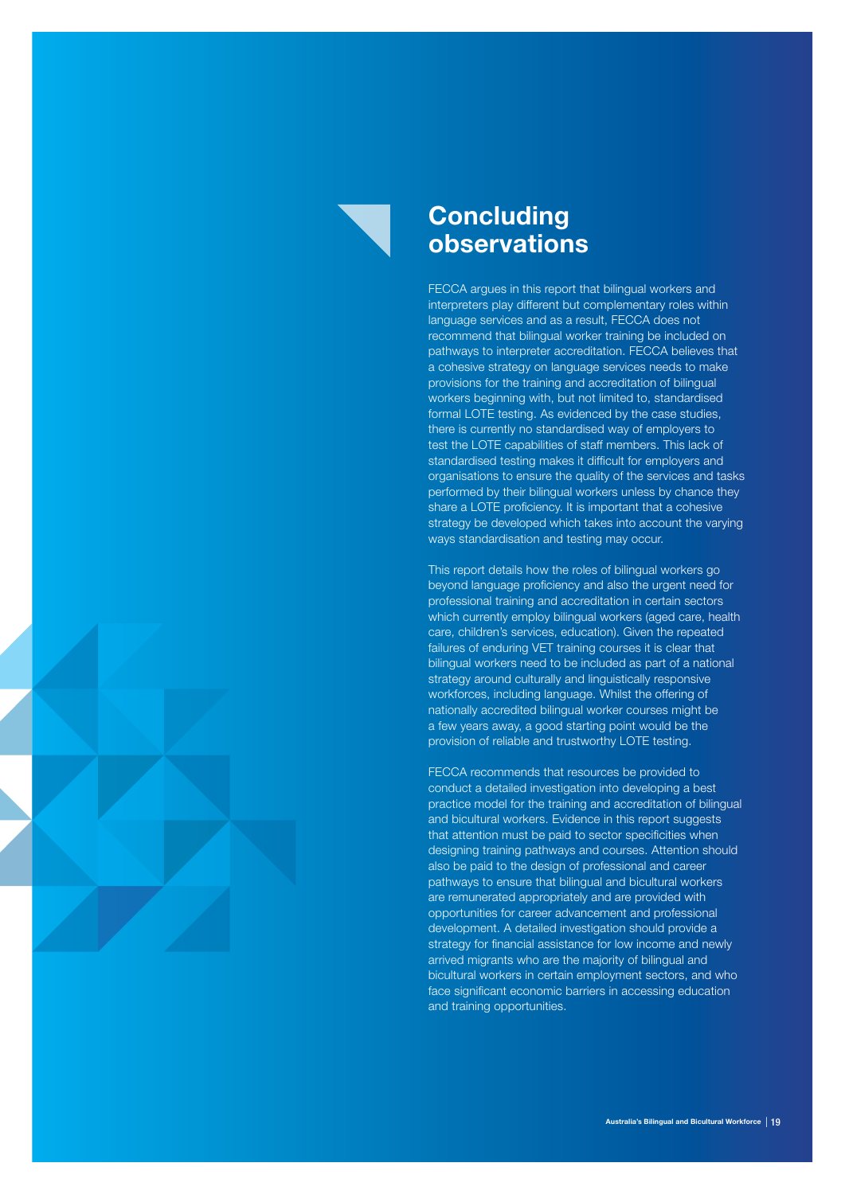# Concluding observations

FECCA argues in this report that bilingual workers and interpreters play different but complementary roles within language services and as a result, FECCA does not recommend that bilingual worker training be included on pathways to interpreter accreditation. FECCA believes that a cohesive strategy on language services needs to make provisions for the training and accreditation of bilingual workers beginning with, but not limited to, standardised formal LOTE testing. As evidenced by the case studies, there is currently no standardised way of employers to test the LOTE capabilities of staff members. This lack of standardised testing makes it difficult for employers and organisations to ensure the quality of the services and tasks performed by their bilingual workers unless by chance they share a LOTE proficiency. It is important that a cohesive strategy be developed which takes into account the varying ways standardisation and testing may occur.

This report details how the roles of bilingual workers go beyond language proficiency and also the urgent need for professional training and accreditation in certain sectors which currently employ bilingual workers (aged care, health care, children's services, education). Given the repeated failures of enduring VET training courses it is clear that bilingual workers need to be included as part of a national strategy around culturally and linguistically responsive workforces, including language. Whilst the offering of nationally accredited bilingual worker courses might be a few years away, a good starting point would be the provision of reliable and trustworthy LOTE testing.

FECCA recommends that resources be provided to conduct a detailed investigation into developing a best practice model for the training and accreditation of bilingual and bicultural workers. Evidence in this report suggests that attention must be paid to sector specificities when designing training pathways and courses. Attention should also be paid to the design of professional and career pathways to ensure that bilingual and bicultural workers are remunerated appropriately and are provided with opportunities for career advancement and professional development. A detailed investigation should provide a strategy for financial assistance for low income and newly arrived migrants who are the majority of bilingual and bicultural workers in certain employment sectors, and who face significant economic barriers in accessing education and training opportunities.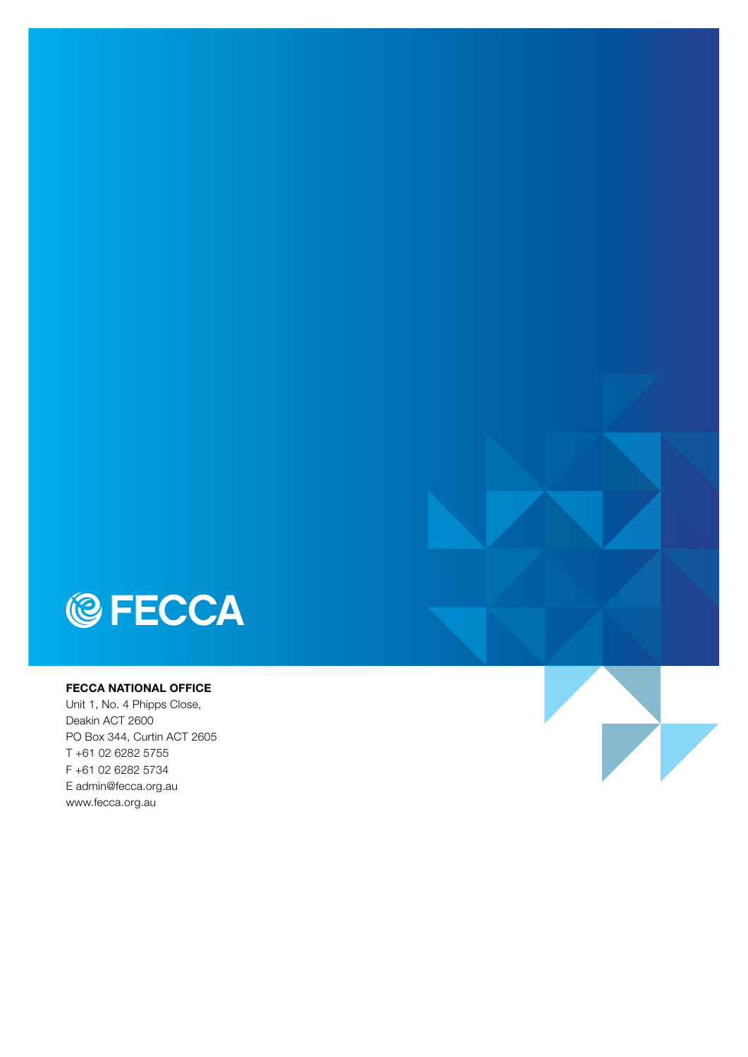FECCA

**FECCA NATIONAL OFFICE**

Unit 1, No. 4 Phipps Close,
Deakin ACT 2600
PO Box 344, Curtin ACT 2605
T +61 02 6282 5755
F +61 02 6282 5734
E admin@fecca.org.au
www.fecca.org.au